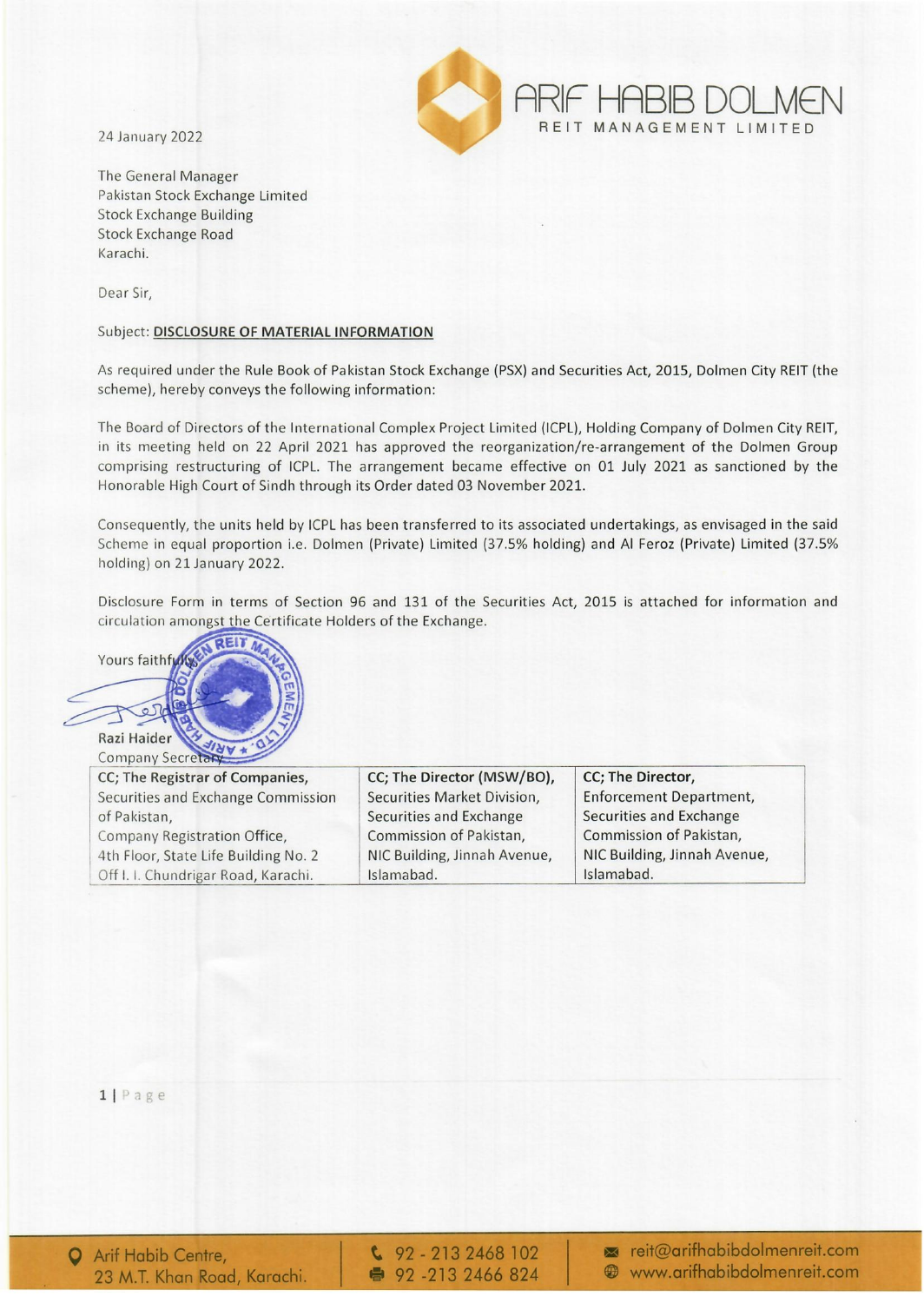ARIF HABIB DOLMEN
REIT MANAGEMENT LIMITED

24 January 2022

The General Manager
Pakistan Stock Exchange Limited
Stock Exchange Building
Stock Exchange Road
Karachi.

Dear Sir,

Subject: **DISCLOSURE OF MATERIAL INFORMATION**

As required under the Rule Book of Pakistan Stock Exchange (PSX) and Securities Act, 2015, Dolmen City REIT (the scheme), hereby conveys the following information:

The Board of Directors of the International Complex Project Limited (ICPL), Holding Company of Dolmen City REIT, in its meeting held on 22 April 2021 has approved the reorganization/re-arrangement of the Dolmen Group comprising restructuring of ICPL. The arrangement became effective on 01 July 2021 as sanctioned by the Honorable High Court of Sindh through its Order dated 03 November 2021.

Consequently, the units held by ICPL has been transferred to its associated undertakings, as envisaged in the said Scheme in equal proportion i.e. Dolmen (Private) Limited (37.5% holding) and Al Feroz (Private) Limited (37.5% holding) on 21 January 2022.

Disclosure Form in terms of Section 96 and 131 of the Securities Act, 2015 is attached for information and circulation amongst the Certificate Holders of the Exchange.

Yours faithfully,

**Razi Haider**
Company Secretary

| **CC; The Registrar of Companies,** Securities and Exchange Commission of Pakistan, Company Registration Office, 4th Floor, State Life Building No. 2 Off I. I. Chundrigar Road, Karachi. | **CC; The Director (MSW/BO),** Securities Market Division, Securities and Exchange Commission of Pakistan, NIC Building, Jinnah Avenue, Islamabad. | **CC; The Director,** Enforcement Department, Securities and Exchange Commission of Pakistan, NIC Building, Jinnah Avenue, Islamabad. |
|---|---|---|

Arif Habib Centre, 23 M.T. Khan Road, Karachi. | 92 - 213 2468 102 | 92 -213 2466 824 | reit@arifhabibdolmenreit.com | www.arifhabibdolmenreit.com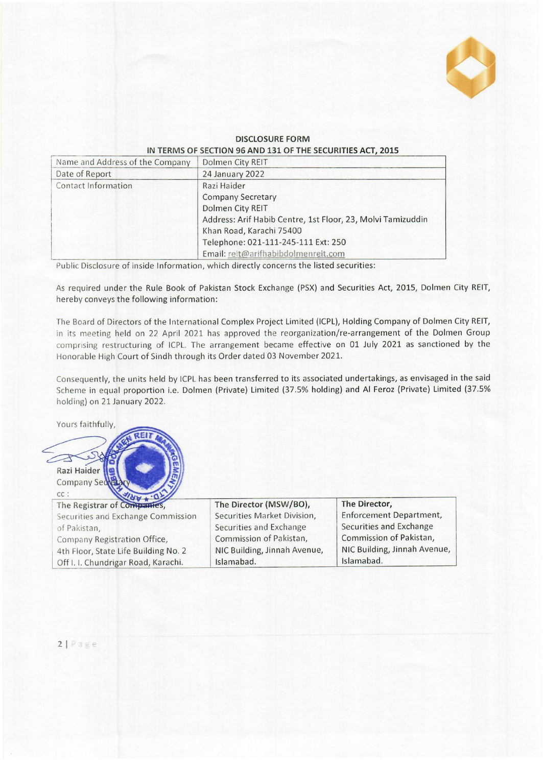**DISCLOSURE FORM**
**IN TERMS OF SECTION 96 AND 131 OF THE SECURITIES ACT, 2015**

| | |
|---|---|
| Name and Address of the Company | Dolmen City REIT |
| Date of Report | 24 January 2022 |
| Contact Information | Razi Haider<br>Company Secretary<br>Dolmen City REIT<br>Address: Arif Habib Centre, 1st Floor, 23, Molvi Tamizuddin Khan Road, Karachi 75400<br>Telephone: 021-111-245-111 Ext: 250<br>Email: reit@arifhabibdolmenreit.com |

Public Disclosure of inside Information, which directly concerns the listed securities:

As required under the Rule Book of Pakistan Stock Exchange (PSX) and Securities Act, 2015, Dolmen City REIT, hereby conveys the following information:

The Board of Directors of the International Complex Project Limited (ICPL), Holding Company of Dolmen City REIT, in its meeting held on 22 April 2021 has approved the reorganization/re-arrangement of the Dolmen Group comprising restructuring of ICPL. The arrangement became effective on 01 July 2021 as sanctioned by the Honorable High Court of Sindh through its Order dated 03 November 2021.

Consequently, the units held by ICPL has been transferred to its associated undertakings, as envisaged in the said Scheme in equal proportion i.e. Dolmen (Private) Limited (37.5% holding) and Al Feroz (Private) Limited (37.5% holding) on 21 January 2022.

Yours faithfully,

Razi Haider
Company Secretary

cc :

| | | |
|---|---|---|
| **The Registrar of Companies,**<br>Securities and Exchange Commission of Pakistan,<br>Company Registration Office,<br>4th Floor, State Life Building No. 2<br>Off I. I. Chundrigar Road, Karachi. | **The Director (MSW/BO),**<br>Securities Market Division,<br>Securities and Exchange Commission of Pakistan,<br>NIC Building, Jinnah Avenue,<br>Islamabad. | **The Director,**<br>Enforcement Department,<br>Securities and Exchange Commission of Pakistan,<br>NIC Building, Jinnah Avenue,<br>Islamabad. |